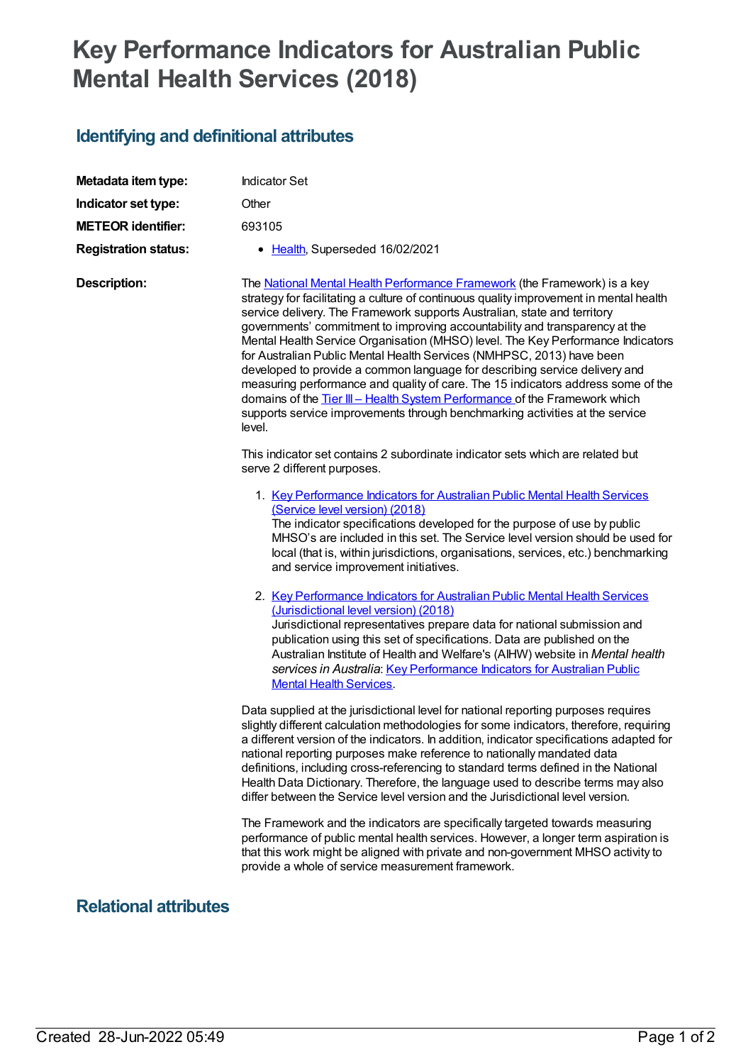# Key Performance Indicators for Australian Public Mental Health Services (2018)

## Identifying and definitional attributes

**Metadata item type:** Indicator Set

**Indicator set type:** Other

**METEOR identifier:** 693105

**Registration status:**

- Health, Superseded 16/02/2021

**Description:**

The National Mental Health Performance Framework (the Framework) is a key strategy for facilitating a culture of continuous quality improvement in mental health service delivery. The Framework supports Australian, state and territory governments' commitment to improving accountability and transparency at the Mental Health Service Organisation (MHSO) level. The Key Performance Indicators for Australian Public Mental Health Services (NMHPSC, 2013) have been developed to provide a common language for describing service delivery and measuring performance and quality of care. The 15 indicators address some of the domains of the Tier III – Health System Performance of the Framework which supports service improvements through benchmarking activities at the service level.

This indicator set contains 2 subordinate indicator sets which are related but serve 2 different purposes.

1. Key Performance Indicators for Australian Public Mental Health Services (Service level version) (2018)
   The indicator specifications developed for the purpose of use by public MHSO's are included in this set. The Service level version should be used for local (that is, within jurisdictions, organisations, services, etc.) benchmarking and service improvement initiatives.

2. Key Performance Indicators for Australian Public Mental Health Services (Jurisdictional level version) (2018)
   Jurisdictional representatives prepare data for national submission and publication using this set of specifications. Data are published on the Australian Institute of Health and Welfare's (AIHW) website in *Mental health services in Australia*: Key Performance Indicators for Australian Public Mental Health Services.

Data supplied at the jurisdictional level for national reporting purposes requires slightly different calculation methodologies for some indicators, therefore, requiring a different version of the indicators. In addition, indicator specifications adapted for national reporting purposes make reference to nationally mandated data definitions, including cross-referencing to standard terms defined in the National Health Data Dictionary. Therefore, the language used to describe terms may also differ between the Service level version and the Jurisdictional level version.

The Framework and the indicators are specifically targeted towards measuring performance of public mental health services. However, a longer term aspiration is that this work might be aligned with private and non-government MHSO activity to provide a whole of service measurement framework.

## Relational attributes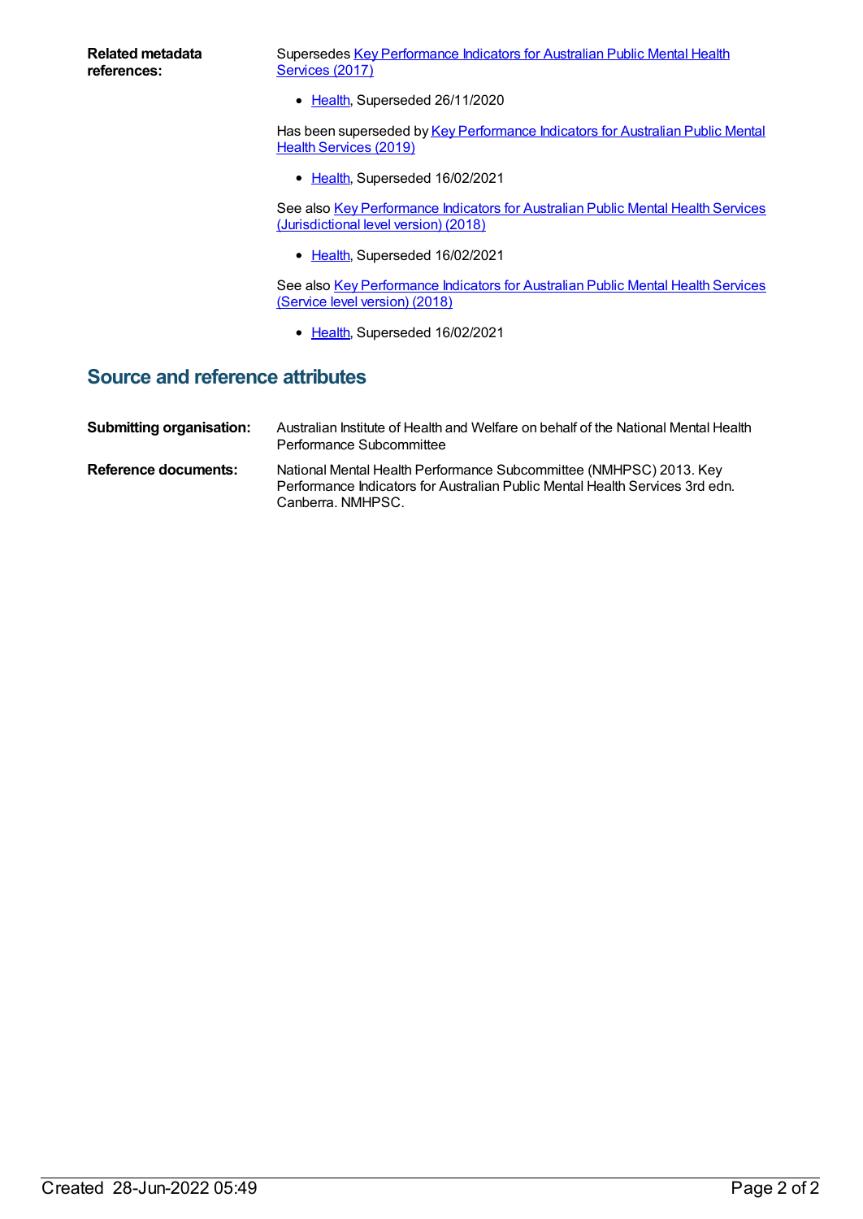**Related metadata references:**

Supersedes Key Performance Indicators for Australian Public Mental Health Services (2017)

- Health, Superseded 26/11/2020

Has been superseded by Key Performance Indicators for Australian Public Mental Health Services (2019)

- Health, Superseded 16/02/2021

See also Key Performance Indicators for Australian Public Mental Health Services (Jurisdictional level version) (2018)

- Health, Superseded 16/02/2021

See also Key Performance Indicators for Australian Public Mental Health Services (Service level version) (2018)

- Health, Superseded 16/02/2021

## Source and reference attributes

**Submitting organisation:** Australian Institute of Health and Welfare on behalf of the National Mental Health Performance Subcommittee

**Reference documents:** National Mental Health Performance Subcommittee (NMHPSC) 2013. Key Performance Indicators for Australian Public Mental Health Services 3rd edn. Canberra. NMHPSC.